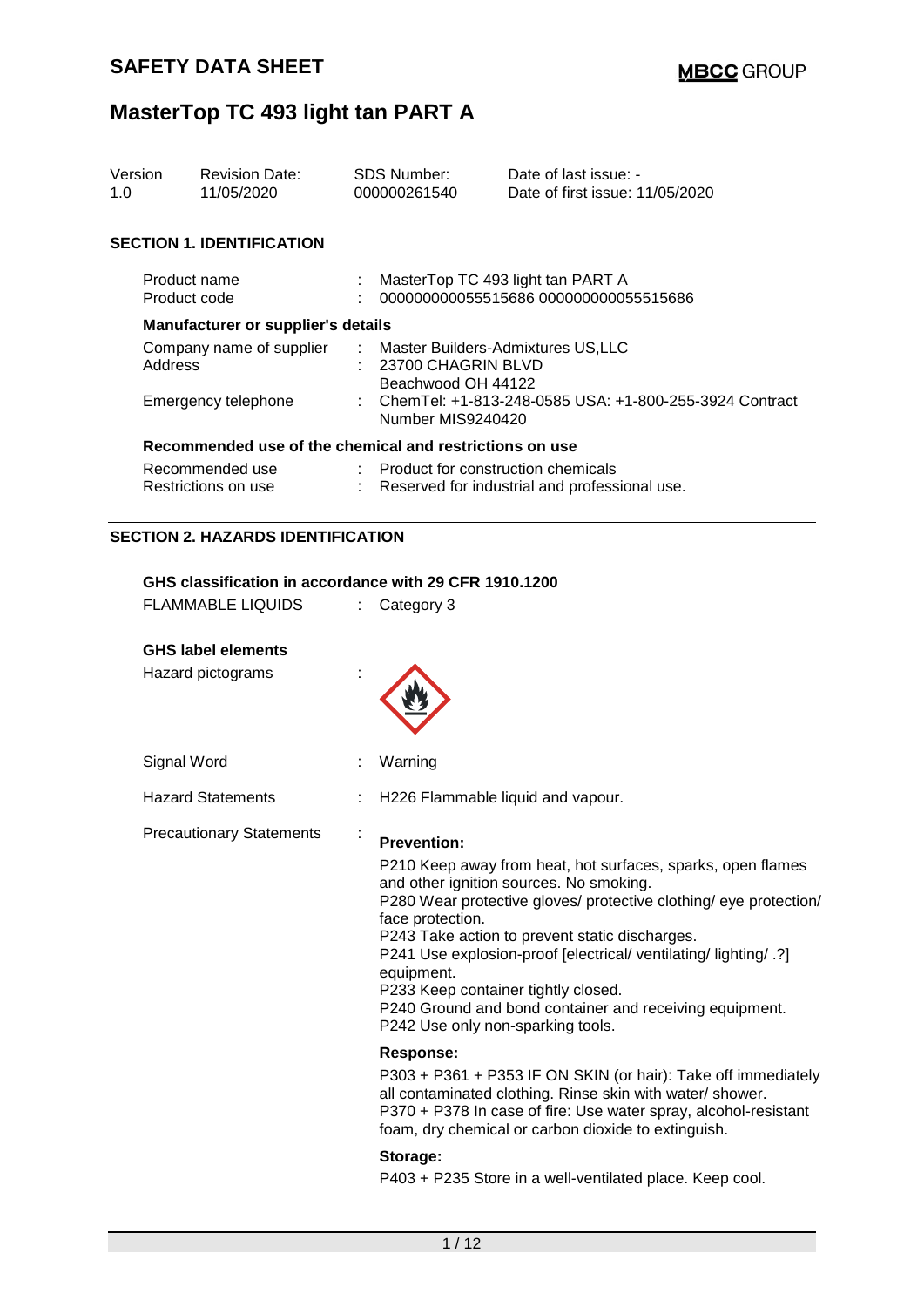# SAFETY DATA SHEET

**MBCC GROUP**

# MasterTop TC 493 light tan PART A

| Version | Revision Date: | SDS Number: | Date of last issue: - |
|---|---|---|---|
| 1.0 | 11/05/2020 | 000000261540 | Date of first issue: 11/05/2020 |

## SECTION 1. IDENTIFICATION

Product name : MasterTop TC 493 light tan PART A
Product code : 000000000055515686 000000000055515686

**Manufacturer or supplier's details**

Company name of supplier : Master Builders-Admixtures US,LLC
Address : 23700 CHAGRIN BLVD
Beachwood OH 44122
Emergency telephone : ChemTel: +1-813-248-0585 USA: +1-800-255-3924 Contract Number MIS9240420

**Recommended use of the chemical and restrictions on use**

Recommended use : Product for construction chemicals
Restrictions on use : Reserved for industrial and professional use.

## SECTION 2. HAZARDS IDENTIFICATION

**GHS classification in accordance with 29 CFR 1910.1200**

FLAMMABLE LIQUIDS : Category 3

**GHS label elements**

Hazard pictograms :

Signal Word : Warning

Hazard Statements : H226 Flammable liquid and vapour.

Precautionary Statements :

**Prevention:**

P210 Keep away from heat, hot surfaces, sparks, open flames and other ignition sources. No smoking.
P280 Wear protective gloves/ protective clothing/ eye protection/ face protection.
P243 Take action to prevent static discharges.
P241 Use explosion-proof [electrical/ ventilating/ lighting/ .?] equipment.
P233 Keep container tightly closed.
P240 Ground and bond container and receiving equipment.
P242 Use only non-sparking tools.

**Response:**

P303 + P361 + P353 IF ON SKIN (or hair): Take off immediately all contaminated clothing. Rinse skin with water/ shower.
P370 + P378 In case of fire: Use water spray, alcohol-resistant foam, dry chemical or carbon dioxide to extinguish.

**Storage:**

P403 + P235 Store in a well-ventilated place. Keep cool.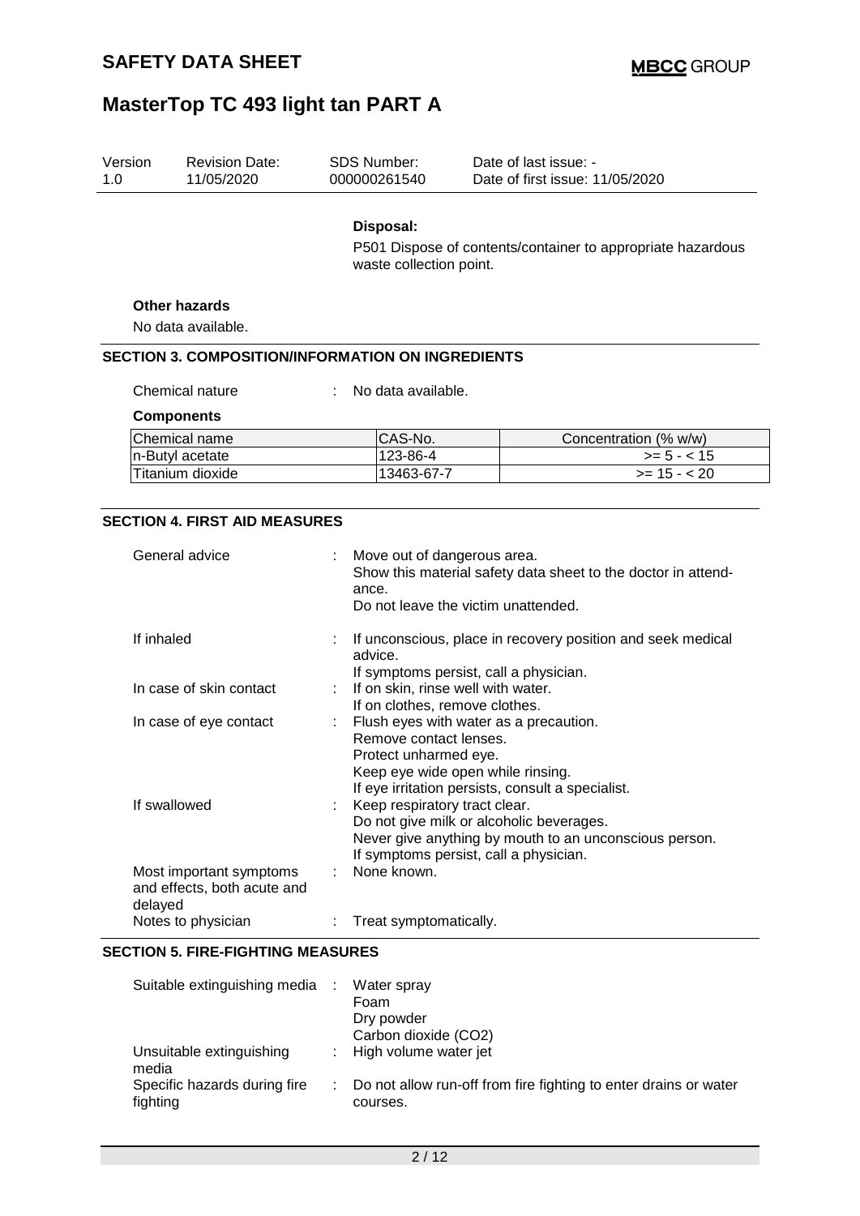**Disposal:**

P501 Dispose of contents/container to appropriate hazardous waste collection point.

**Other hazards**

No data available.

## SECTION 3. COMPOSITION/INFORMATION ON INGREDIENTS

Chemical nature : No data available.

**Components**

| Chemical name | CAS-No. | Concentration (% w/w) |
| --- | --- | --- |
| n-Butyl acetate | 123-86-4 | >= 5 - < 15 |
| Titanium dioxide | 13463-67-7 | >= 15 - < 20 |

## SECTION 4. FIRST AID MEASURES

General advice : Move out of dangerous area.
Show this material safety data sheet to the doctor in attendance.
Do not leave the victim unattended.

If inhaled : If unconscious, place in recovery position and seek medical advice.
If symptoms persist, call a physician.

In case of skin contact : If on skin, rinse well with water.
If on clothes, remove clothes.

In case of eye contact : Flush eyes with water as a precaution.
Remove contact lenses.
Protect unharmed eye.
Keep eye wide open while rinsing.
If eye irritation persists, consult a specialist.

If swallowed : Keep respiratory tract clear.
Do not give milk or alcoholic beverages.
Never give anything by mouth to an unconscious person.
If symptoms persist, call a physician.

Most important symptoms and effects, both acute and delayed : None known.

Notes to physician : Treat symptomatically.

## SECTION 5. FIRE-FIGHTING MEASURES

Suitable extinguishing media : Water spray
Foam
Dry powder
Carbon dioxide ($CO_2$)

Unsuitable extinguishing media : High volume water jet

Specific hazards during fire fighting : Do not allow run-off from fire fighting to enter drains or water courses.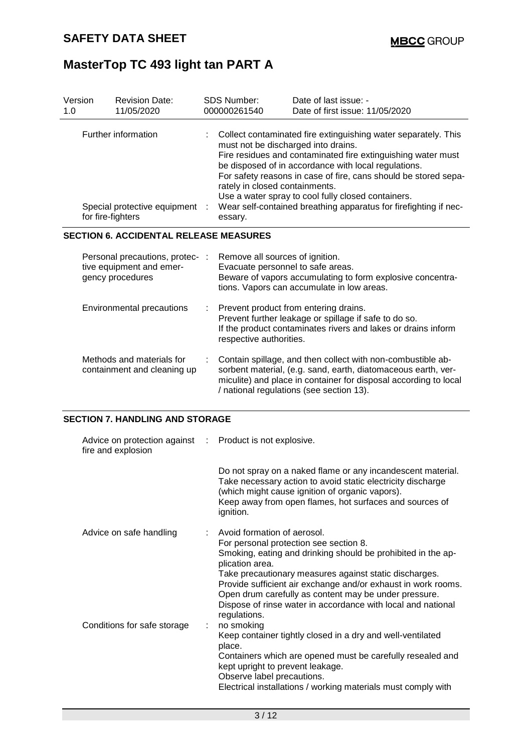| Version 1.0 | Revision Date: 11/05/2020 | SDS Number: 000000261540 | Date of last issue: - Date of first issue: 11/05/2020 |
|---|---|---|---|

| | |
|---|---|
| Further information | Collect contaminated fire extinguishing water separately. This must not be discharged into drains. Fire residues and contaminated fire extinguishing water must be disposed of in accordance with local regulations. For safety reasons in case of fire, cans should be stored separately in closed containments. Use a water spray to cool fully closed containers. |
| Special protective equipment for fire-fighters | Wear self-contained breathing apparatus for firefighting if necessary. |

## SECTION 6. ACCIDENTAL RELEASE MEASURES

| | |
|---|---|
| Personal precautions, protective equipment and emergency procedures | Remove all sources of ignition. Evacuate personnel to safe areas. Beware of vapors accumulating to form explosive concentrations. Vapors can accumulate in low areas. |
| Environmental precautions | Prevent product from entering drains. Prevent further leakage or spillage if safe to do so. If the product contaminates rivers and lakes or drains inform respective authorities. |
| Methods and materials for containment and cleaning up | Contain spillage, and then collect with non-combustible absorbent material, (e.g. sand, earth, diatomaceous earth, vermiculite) and place in container for disposal according to local / national regulations (see section 13). |

## SECTION 7. HANDLING AND STORAGE

| | |
|---|---|
| Advice on protection against fire and explosion | Product is not explosive.<br><br>Do not spray on a naked flame or any incandescent material. Take necessary action to avoid static electricity discharge (which might cause ignition of organic vapors). Keep away from open flames, hot surfaces and sources of ignition. |
| Advice on safe handling | Avoid formation of aerosol. For personal protection see section 8. Smoking, eating and drinking should be prohibited in the application area. Take precautionary measures against static discharges. Provide sufficient air exchange and/or exhaust in work rooms. Open drum carefully as content may be under pressure. Dispose of rinse water in accordance with local and national regulations. |
| Conditions for safe storage | no smoking<br>Keep container tightly closed in a dry and well-ventilated place. Containers which are opened must be carefully resealed and kept upright to prevent leakage. Observe label precautions. Electrical installations / working materials must comply with |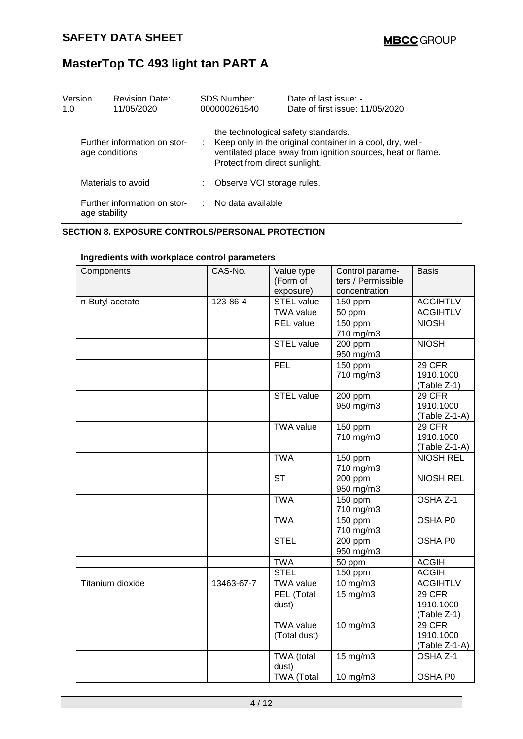| Version | Revision Date: | SDS Number: | Date of last issue: - |
|---|---|---|---|
| 1.0 | 11/05/2020 | 000000261540 | Date of first issue: 11/05/2020 |

the technological safety standards.

Further information on storage conditions : Keep only in the original container in a cool, dry, well-ventilated place away from ignition sources, heat or flame. Protect from direct sunlight.

Materials to avoid : Observe VCI storage rules.

Further information on storage stability : No data available

## SECTION 8. EXPOSURE CONTROLS/PERSONAL PROTECTION

**Ingredients with workplace control parameters**

| Components | CAS-No. | Value type (Form of exposure) | Control parameters / Permissible concentration | Basis |
|---|---|---|---|---|
| n-Butyl acetate | 123-86-4 | STEL value | 150 ppm | ACGIHTLV |
| | | TWA value | 50 ppm | ACGIHTLV |
| | | REL value | 150 ppm<br>710 mg/m3 | NIOSH |
| | | STEL value | 200 ppm<br>950 mg/m3 | NIOSH |
| | | PEL | 150 ppm<br>710 mg/m3 | 29 CFR 1910.1000 (Table Z-1) |
| | | STEL value | 200 ppm<br>950 mg/m3 | 29 CFR 1910.1000 (Table Z-1-A) |
| | | TWA value | 150 ppm<br>710 mg/m3 | 29 CFR 1910.1000 (Table Z-1-A) |
| | | TWA | 150 ppm<br>710 mg/m3 | NIOSH REL |
| | | ST | 200 ppm<br>950 mg/m3 | NIOSH REL |
| | | TWA | 150 ppm<br>710 mg/m3 | OSHA Z-1 |
| | | TWA | 150 ppm<br>710 mg/m3 | OSHA P0 |
| | | STEL | 200 ppm<br>950 mg/m3 | OSHA P0 |
| | | TWA | 50 ppm | ACGIH |
| | | STEL | 150 ppm | ACGIH |
| Titanium dioxide | 13463-67-7 | TWA value | 10 mg/m3 | ACGIHTLV |
| | | PEL (Total dust) | 15 mg/m3 | 29 CFR 1910.1000 (Table Z-1) |
| | | TWA value (Total dust) | 10 mg/m3 | 29 CFR 1910.1000 (Table Z-1-A) |
| | | TWA (total dust) | 15 mg/m3 | OSHA Z-1 |
| | | TWA (Total | 10 mg/m3 | OSHA P0 |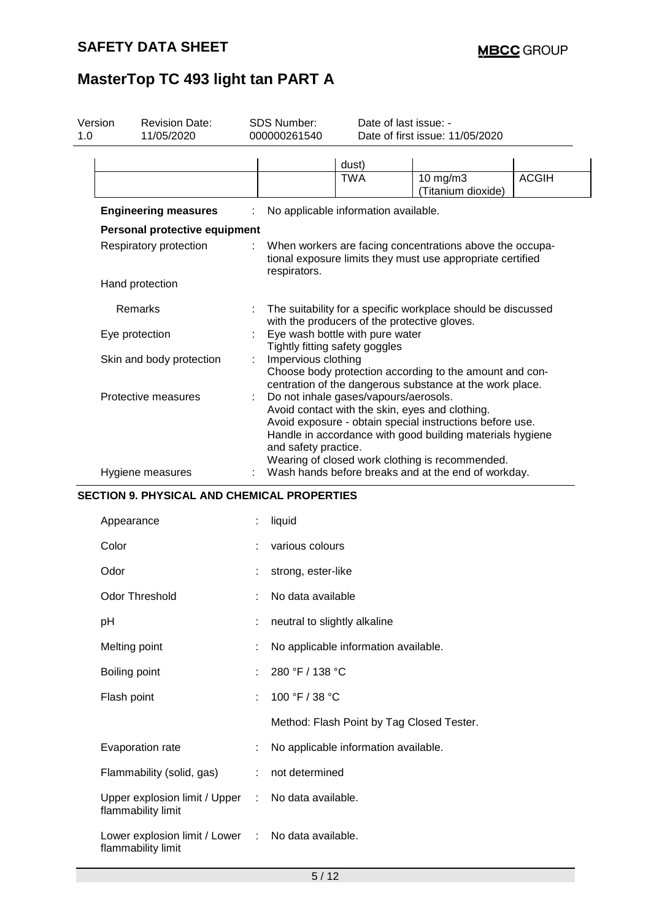| | | | | |
|---|---|---|---|---|
| | | dust) | | |
| | | TWA | 10 mg/m3 (Titanium dioxide) | ACGIH |

**Engineering measures** : No applicable information available.

**Personal protective equipment**

Respiratory protection : When workers are facing concentrations above the occupational exposure limits they must use appropriate certified respirators.

Hand protection

Remarks : The suitability for a specific workplace should be discussed with the producers of the protective gloves.

Eye protection : Eye wash bottle with pure water
Tightly fitting safety goggles

Skin and body protection : Impervious clothing
Choose body protection according to the amount and concentration of the dangerous substance at the work place.

Protective measures : Do not inhale gases/vapours/aerosols.
Avoid contact with the skin, eyes and clothing.
Avoid exposure - obtain special instructions before use.
Handle in accordance with good building materials hygiene and safety practice.
Wearing of closed work clothing is recommended.

Hygiene measures : Wash hands before breaks and at the end of workday.

## SECTION 9. PHYSICAL AND CHEMICAL PROPERTIES

Appearance : liquid

Color : various colours

Odor : strong, ester-like

Odor Threshold : No data available

pH : neutral to slightly alkaline

Melting point : No applicable information available.

Boiling point : 280 °F / 138 °C

Flash point : 100 °F / 38 °C

Method: Flash Point by Tag Closed Tester.

Evaporation rate : No applicable information available.

Flammability (solid, gas) : not determined

Upper explosion limit / Upper flammability limit : No data available.

Lower explosion limit / Lower flammability limit : No data available.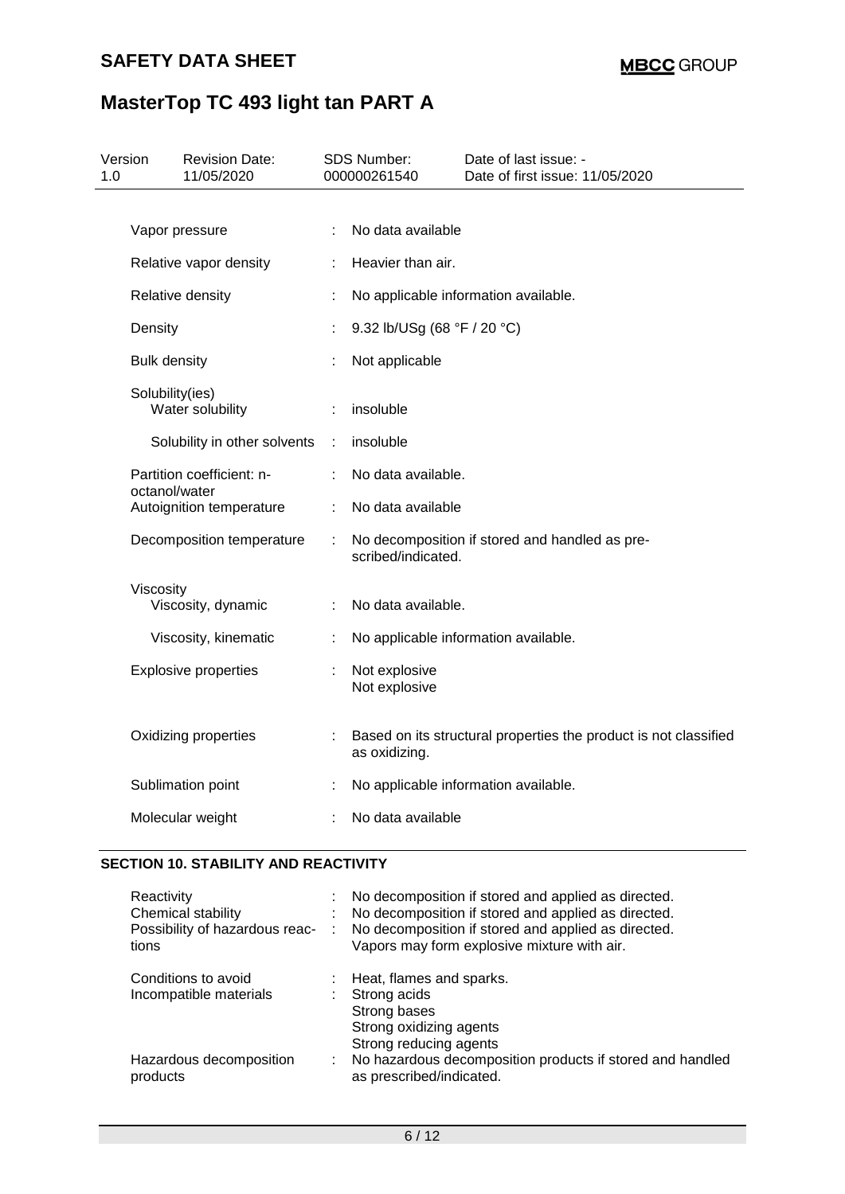| Version | Revision Date: | SDS Number: | Date of last issue: - |
|---|---|---|---|
| 1.0 | 11/05/2020 | 000000261540 | Date of first issue: 11/05/2020 |

| | | |
|---|---|---|
| Vapor pressure | : | No data available |
| Relative vapor density | : | Heavier than air. |
| Relative density | : | No applicable information available. |
| Density | : | 9.32 lb/USg (68 °F / 20 °C) |
| Bulk density | : | Not applicable |
| Solubility(ies) | | |
| Water solubility | : | insoluble |
| Solubility in other solvents | : | insoluble |
| Partition coefficient: n-octanol/water | : | No data available. |
| Autoignition temperature | : | No data available |
| Decomposition temperature | : | No decomposition if stored and handled as prescribed/indicated. |
| Viscosity | | |
| Viscosity, dynamic | : | No data available. |
| Viscosity, kinematic | : | No applicable information available. |
| Explosive properties | : | Not explosive<br>Not explosive |
| Oxidizing properties | : | Based on its structural properties the product is not classified as oxidizing. |
| Sublimation point | : | No applicable information available. |
| Molecular weight | : | No data available |

## SECTION 10. STABILITY AND REACTIVITY

| | | |
|---|---|---|
| Reactivity | : | No decomposition if stored and applied as directed. |
| Chemical stability | : | No decomposition if stored and applied as directed. |
| Possibility of hazardous reactions | : | No decomposition if stored and applied as directed.<br>Vapors may form explosive mixture with air. |
| Conditions to avoid | : | Heat, flames and sparks. |
| Incompatible materials | : | Strong acids<br>Strong bases<br>Strong oxidizing agents<br>Strong reducing agents |
| Hazardous decomposition products | : | No hazardous decomposition products if stored and handled as prescribed/indicated. |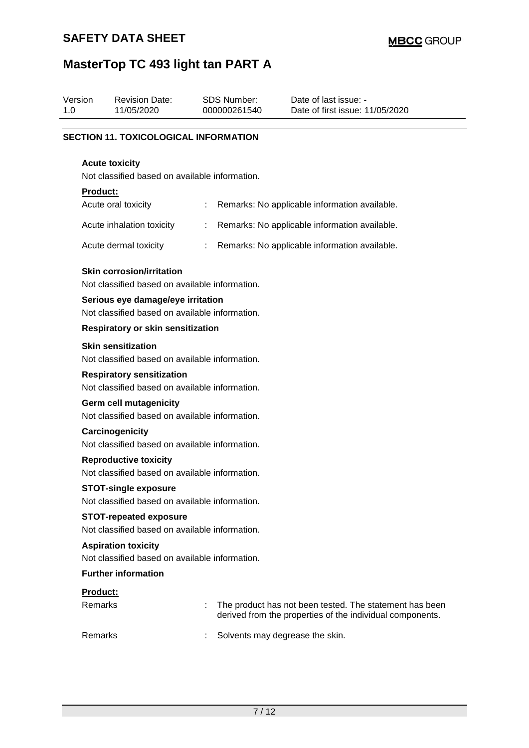| Version | Revision Date: | SDS Number: | Date of last issue: - |
|---|---|---|---|
| 1.0 | 11/05/2020 | 000000261540 | Date of first issue: 11/05/2020 |

## SECTION 11. TOXICOLOGICAL INFORMATION

**Acute toxicity**

Not classified based on available information.

**Product:**

| | | |
|---|---|---|
| Acute oral toxicity | : | Remarks: No applicable information available. |
| Acute inhalation toxicity | : | Remarks: No applicable information available. |
| Acute dermal toxicity | : | Remarks: No applicable information available. |

**Skin corrosion/irritation**

Not classified based on available information.

**Serious eye damage/eye irritation**

Not classified based on available information.

**Respiratory or skin sensitization**

**Skin sensitization**

Not classified based on available information.

**Respiratory sensitization**

Not classified based on available information.

**Germ cell mutagenicity**

Not classified based on available information.

**Carcinogenicity**

Not classified based on available information.

**Reproductive toxicity**

Not classified based on available information.

**STOT-single exposure**

Not classified based on available information.

**STOT-repeated exposure**

Not classified based on available information.

**Aspiration toxicity**

Not classified based on available information.

**Further information**

**Product:**

| | | |
|---|---|---|
| Remarks | : | The product has not been tested. The statement has been derived from the properties of the individual components. |
| Remarks | : | Solvents may degrease the skin. |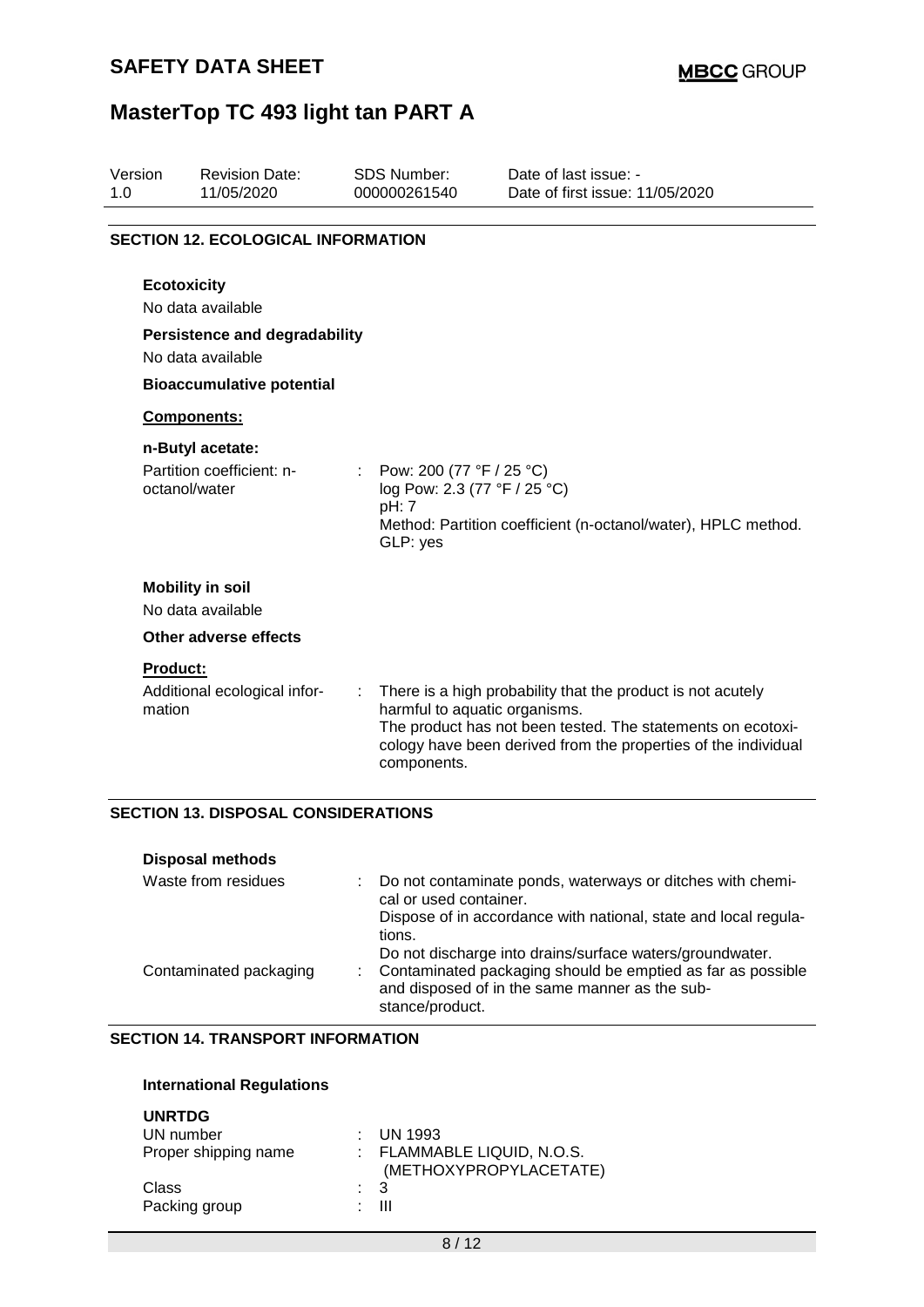## SECTION 12. ECOLOGICAL INFORMATION

**Ecotoxicity**

No data available

**Persistence and degradability**

No data available

**Bioaccumulative potential**

**Components:**

**n-Butyl acetate:**

| | | |
|---|---|---|
| Partition coefficient: n-octanol/water | : | Pow: 200 (77 °F / 25 °C)<br>log Pow: 2.3 (77 °F / 25 °C)<br>pH: 7<br>Method: Partition coefficient (n-octanol/water), HPLC method.<br>GLP: yes |

**Mobility in soil**

No data available

**Other adverse effects**

**Product:**

| | | |
|---|---|---|
| Additional ecological information | : | There is a high probability that the product is not acutely harmful to aquatic organisms.<br>The product has not been tested. The statements on ecotoxicology have been derived from the properties of the individual components. |

## SECTION 13. DISPOSAL CONSIDERATIONS

**Disposal methods**

| | | |
|---|---|---|
| Waste from residues | : | Do not contaminate ponds, waterways or ditches with chemical or used container.<br>Dispose of in accordance with national, state and local regulations.<br>Do not discharge into drains/surface waters/groundwater. |
| Contaminated packaging | : | Contaminated packaging should be emptied as far as possible and disposed of in the same manner as the substance/product. |

## SECTION 14. TRANSPORT INFORMATION

**International Regulations**

**UNRTDG**

| | | |
|---|---|---|
| UN number | : | UN 1993 |
| Proper shipping name | : | FLAMMABLE LIQUID, N.O.S.<br>(METHOXYPROPYLACETATE) |
| Class | : | 3 |
| Packing group | : | III |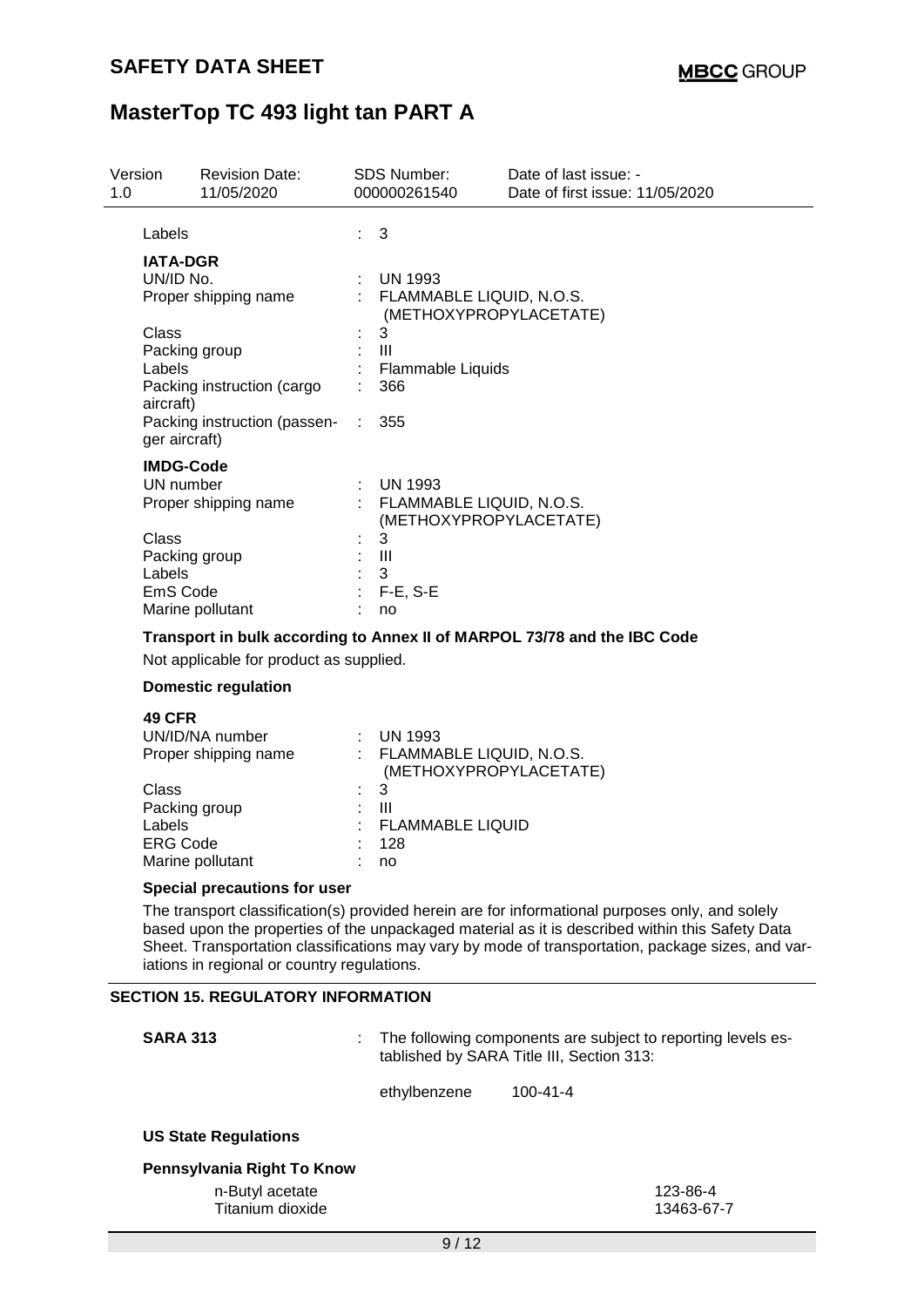Labels : 3

**IATA-DGR**

| | | |
|---|---|---|
| UN/ID No. | : | UN 1993 |
| Proper shipping name | : | FLAMMABLE LIQUID, N.O.S. (METHOXYPROPYLACETATE) |
| Class | : | 3 |
| Packing group | : | III |
| Labels | : | Flammable Liquids |
| Packing instruction (cargo aircraft) | : | 366 |
| Packing instruction (passenger aircraft) | : | 355 |

**IMDG-Code**

| | | |
|---|---|---|
| UN number | : | UN 1993 |
| Proper shipping name | : | FLAMMABLE LIQUID, N.O.S. (METHOXYPROPYLACETATE) |
| Class | : | 3 |
| Packing group | : | III |
| Labels | : | 3 |
| EmS Code | : | F-E, S-E |
| Marine pollutant | : | no |

**Transport in bulk according to Annex II of MARPOL 73/78 and the IBC Code**

Not applicable for product as supplied.

**Domestic regulation**

**49 CFR**

| | | |
|---|---|---|
| UN/ID/NA number | : | UN 1993 |
| Proper shipping name | : | FLAMMABLE LIQUID, N.O.S. (METHOXYPROPYLACETATE) |
| Class | : | 3 |
| Packing group | : | III |
| Labels | : | FLAMMABLE LIQUID |
| ERG Code | : | 128 |
| Marine pollutant | : | no |

**Special precautions for user**

The transport classification(s) provided herein are for informational purposes only, and solely based upon the properties of the unpackaged material as it is described within this Safety Data Sheet. Transportation classifications may vary by mode of transportation, package sizes, and variations in regional or country regulations.

## SECTION 15. REGULATORY INFORMATION

**SARA 313** : The following components are subject to reporting levels established by SARA Title III, Section 313:

ethylbenzene 100-41-4

**US State Regulations**

**Pennsylvania Right To Know**

| | |
|---|---|
| n-Butyl acetate | 123-86-4 |
| Titanium dioxide | 13463-67-7 |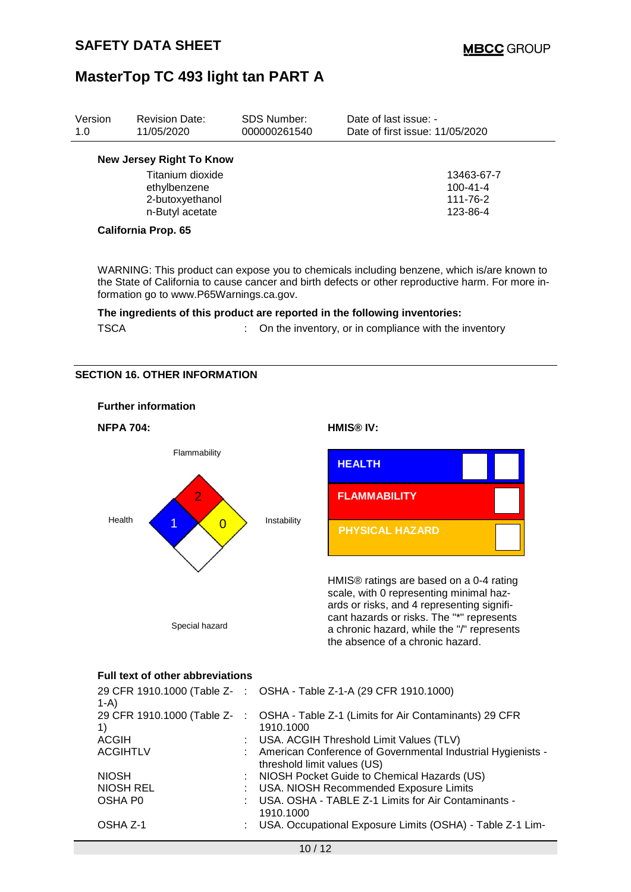| Version | Revision Date: | SDS Number: | Date of last issue: - |
|---|---|---|---|
| 1.0 | 11/05/2020 | 000000261540 | Date of first issue: 11/05/2020 |

**New Jersey Right To Know**

| | |
|---|---|
| Titanium dioxide | 13463-67-7 |
| ethylbenzene | 100-41-4 |
| 2-butoxyethanol | 111-76-2 |
| n-Butyl acetate | 123-86-4 |

**California Prop. 65**

WARNING: This product can expose you to chemicals including benzene, which is/are known to the State of California to cause cancer and birth defects or other reproductive harm. For more information go to www.P65Warnings.ca.gov.

**The ingredients of this product are reported in the following inventories:**

TSCA : On the inventory, or in compliance with the inventory

## SECTION 16. OTHER INFORMATION

**Further information**

**NFPA 704:**

Flammability: 2
Health: 1
Instability: 0
Special hazard

**HMIS® IV:**

| | |
|---|---|
| HEALTH | |
| FLAMMABILITY | |
| PHYSICAL HAZARD | |

HMIS® ratings are based on a 0-4 rating scale, with 0 representing minimal hazards or risks, and 4 representing significant hazards or risks. The "*" represents a chronic hazard, while the "/" represents the absence of a chronic hazard.

**Full text of other abbreviations**

| | |
|---|---|
| 29 CFR 1910.1000 (Table Z-1-A) | OSHA - Table Z-1-A (29 CFR 1910.1000) |
| 29 CFR 1910.1000 (Table Z-1) | OSHA - Table Z-1 (Limits for Air Contaminants) 29 CFR 1910.1000 |
| ACGIH | USA. ACGIH Threshold Limit Values (TLV) |
| ACGIHTLV | American Conference of Governmental Industrial Hygienists - threshold limit values (US) |
| NIOSH | NIOSH Pocket Guide to Chemical Hazards (US) |
| NIOSH REL | USA. NIOSH Recommended Exposure Limits |
| OSHA P0 | USA. OSHA - TABLE Z-1 Limits for Air Contaminants - 1910.1000 |
| OSHA Z-1 | USA. Occupational Exposure Limits (OSHA) - Table Z-1 Lim- |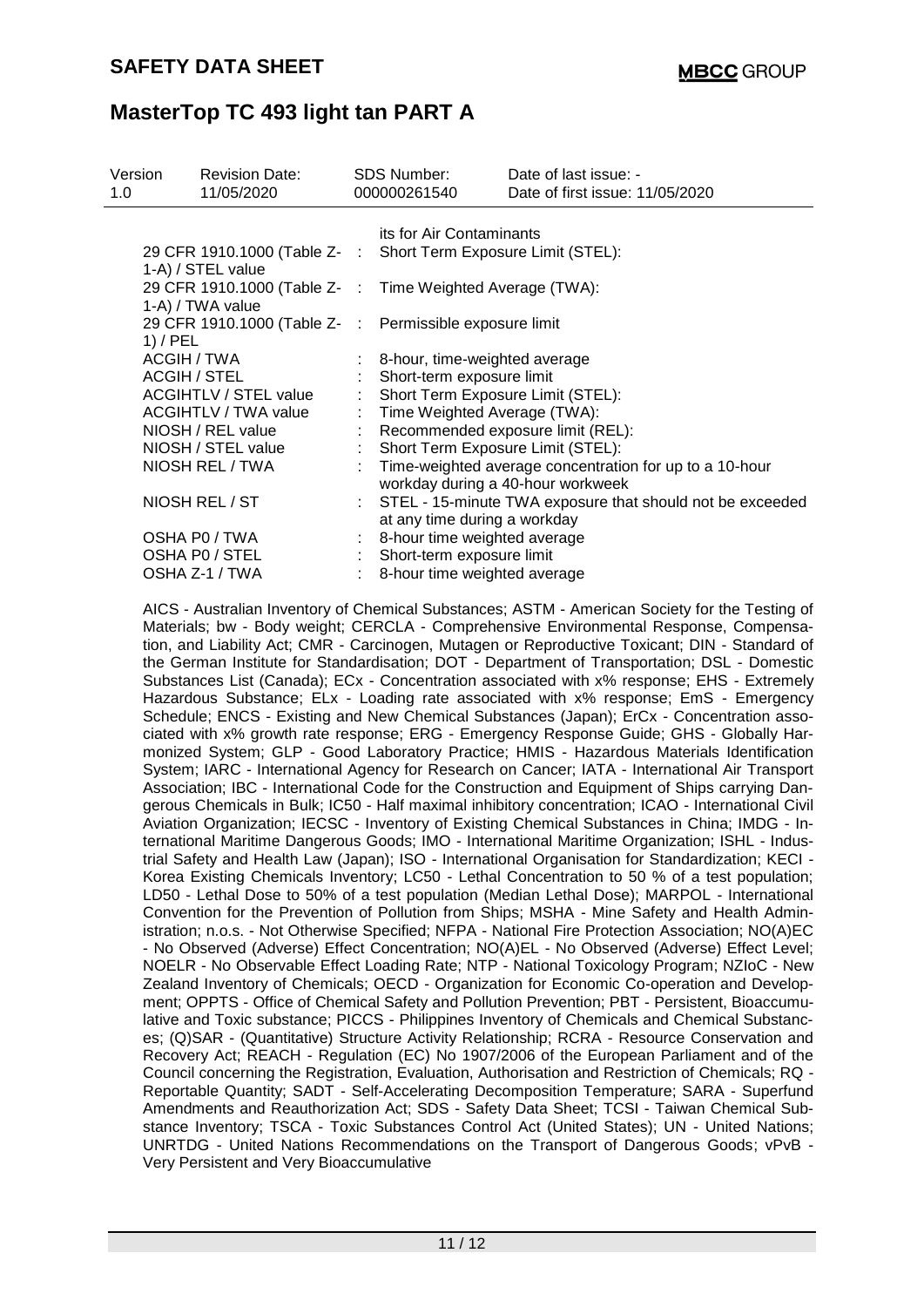its for Air Contaminants

| | | |
|---|---|---|
| 29 CFR 1910.1000 (Table Z-1-A) / STEL value | : | Short Term Exposure Limit (STEL): |
| 29 CFR 1910.1000 (Table Z-1-A) / TWA value | : | Time Weighted Average (TWA): |
| 29 CFR 1910.1000 (Table Z-1) / PEL | : | Permissible exposure limit |
| ACGIH / TWA | : | 8-hour, time-weighted average |
| ACGIH / STEL | : | Short-term exposure limit |
| ACGIHTLV / STEL value | : | Short Term Exposure Limit (STEL): |
| ACGIHTLV / TWA value | : | Time Weighted Average (TWA): |
| NIOSH / REL value | : | Recommended exposure limit (REL): |
| NIOSH / STEL value | : | Short Term Exposure Limit (STEL): |
| NIOSH REL / TWA | : | Time-weighted average concentration for up to a 10-hour workday during a 40-hour workweek |
| NIOSH REL / ST | : | STEL - 15-minute TWA exposure that should not be exceeded at any time during a workday |
| OSHA P0 / TWA | : | 8-hour time weighted average |
| OSHA P0 / STEL | : | Short-term exposure limit |
| OSHA Z-1 / TWA | : | 8-hour time weighted average |

AICS - Australian Inventory of Chemical Substances; ASTM - American Society for the Testing of Materials; bw - Body weight; CERCLA - Comprehensive Environmental Response, Compensation, and Liability Act; CMR - Carcinogen, Mutagen or Reproductive Toxicant; DIN - Standard of the German Institute for Standardisation; DOT - Department of Transportation; DSL - Domestic Substances List (Canada); ECx - Concentration associated with x% response; EHS - Extremely Hazardous Substance; ELx - Loading rate associated with x% response; EmS - Emergency Schedule; ENCS - Existing and New Chemical Substances (Japan); ErCx - Concentration associated with x% growth rate response; ERG - Emergency Response Guide; GHS - Globally Harmonized System; GLP - Good Laboratory Practice; HMIS - Hazardous Materials Identification System; IARC - International Agency for Research on Cancer; IATA - International Air Transport Association; IBC - International Code for the Construction and Equipment of Ships carrying Dangerous Chemicals in Bulk; IC50 - Half maximal inhibitory concentration; ICAO - International Civil Aviation Organization; IECSC - Inventory of Existing Chemical Substances in China; IMDG - International Maritime Dangerous Goods; IMO - International Maritime Organization; ISHL - Industrial Safety and Health Law (Japan); ISO - International Organisation for Standardization; KECI - Korea Existing Chemicals Inventory; LC50 - Lethal Concentration to 50 % of a test population; LD50 - Lethal Dose to 50% of a test population (Median Lethal Dose); MARPOL - International Convention for the Prevention of Pollution from Ships; MSHA - Mine Safety and Health Administration; n.o.s. - Not Otherwise Specified; NFPA - National Fire Protection Association; NO(A)EC - No Observed (Adverse) Effect Concentration; NO(A)EL - No Observed (Adverse) Effect Level; NOELR - No Observable Effect Loading Rate; NTP - National Toxicology Program; NZIoC - New Zealand Inventory of Chemicals; OECD - Organization for Economic Co-operation and Development; OPPTS - Office of Chemical Safety and Pollution Prevention; PBT - Persistent, Bioaccumulative and Toxic substance; PICCS - Philippines Inventory of Chemicals and Chemical Substances; (Q)SAR - (Quantitative) Structure Activity Relationship; RCRA - Resource Conservation and Recovery Act; REACH - Regulation (EC) No 1907/2006 of the European Parliament and of the Council concerning the Registration, Evaluation, Authorisation and Restriction of Chemicals; RQ - Reportable Quantity; SADT - Self-Accelerating Decomposition Temperature; SARA - Superfund Amendments and Reauthorization Act; SDS - Safety Data Sheet; TCSI - Taiwan Chemical Substance Inventory; TSCA - Toxic Substances Control Act (United States); UN - United Nations; UNRTDG - United Nations Recommendations on the Transport of Dangerous Goods; vPvB - Very Persistent and Very Bioaccumulative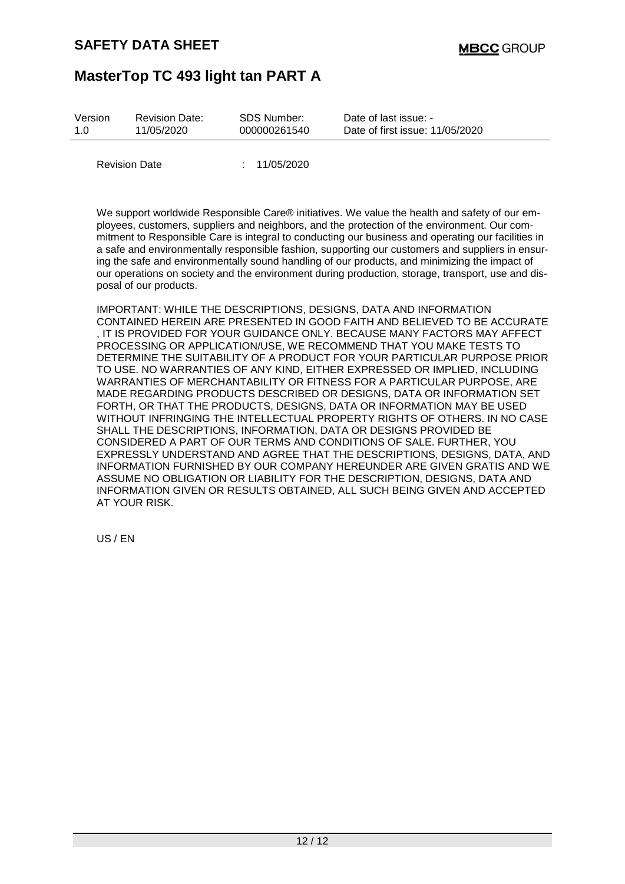Revision Date : 11/05/2020

We support worldwide Responsible Care® initiatives. We value the health and safety of our employees, customers, suppliers and neighbors, and the protection of the environment. Our commitment to Responsible Care is integral to conducting our business and operating our facilities in a safe and environmentally responsible fashion, supporting our customers and suppliers in ensuring the safe and environmentally sound handling of our products, and minimizing the impact of our operations on society and the environment during production, storage, transport, use and disposal of our products.

IMPORTANT: WHILE THE DESCRIPTIONS, DESIGNS, DATA AND INFORMATION CONTAINED HEREIN ARE PRESENTED IN GOOD FAITH AND BELIEVED TO BE ACCURATE , IT IS PROVIDED FOR YOUR GUIDANCE ONLY. BECAUSE MANY FACTORS MAY AFFECT PROCESSING OR APPLICATION/USE, WE RECOMMEND THAT YOU MAKE TESTS TO DETERMINE THE SUITABILITY OF A PRODUCT FOR YOUR PARTICULAR PURPOSE PRIOR TO USE. NO WARRANTIES OF ANY KIND, EITHER EXPRESSED OR IMPLIED, INCLUDING WARRANTIES OF MERCHANTABILITY OR FITNESS FOR A PARTICULAR PURPOSE, ARE MADE REGARDING PRODUCTS DESCRIBED OR DESIGNS, DATA OR INFORMATION SET FORTH, OR THAT THE PRODUCTS, DESIGNS, DATA OR INFORMATION MAY BE USED WITHOUT INFRINGING THE INTELLECTUAL PROPERTY RIGHTS OF OTHERS. IN NO CASE SHALL THE DESCRIPTIONS, INFORMATION, DATA OR DESIGNS PROVIDED BE CONSIDERED A PART OF OUR TERMS AND CONDITIONS OF SALE. FURTHER, YOU EXPRESSLY UNDERSTAND AND AGREE THAT THE DESCRIPTIONS, DESIGNS, DATA, AND INFORMATION FURNISHED BY OUR COMPANY HEREUNDER ARE GIVEN GRATIS AND WE ASSUME NO OBLIGATION OR LIABILITY FOR THE DESCRIPTION, DESIGNS, DATA AND INFORMATION GIVEN OR RESULTS OBTAINED, ALL SUCH BEING GIVEN AND ACCEPTED AT YOUR RISK.

US / EN